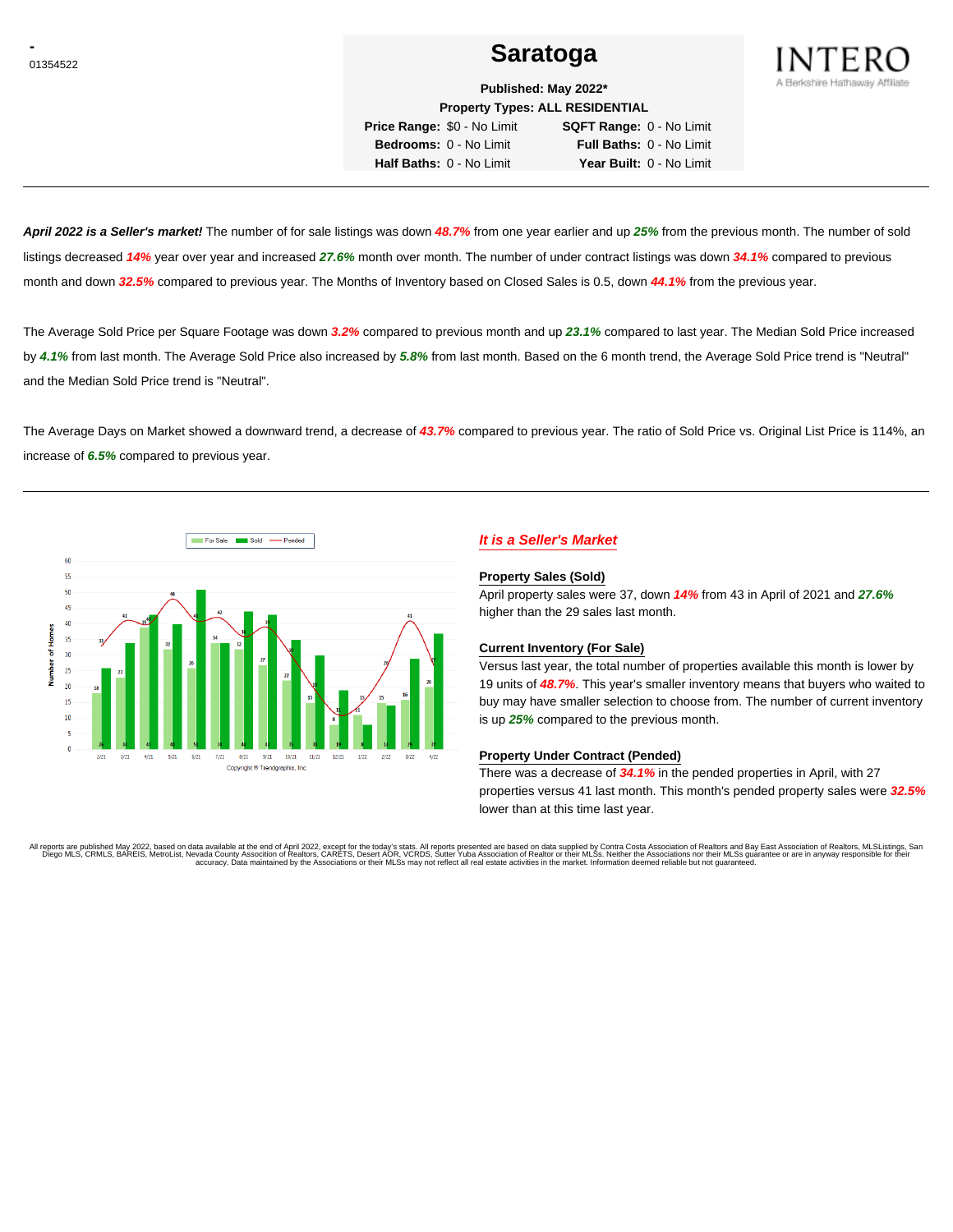-
01354522

# Saratoga

**Published: May 2022***

**Property Types: ALL RESIDENTIAL**

**Price Range:** $0 - No Limit　**SQFT Range:** 0 - No Limit
**Bedrooms:** 0 - No Limit　**Full Baths:** 0 - No Limit
**Half Baths:** 0 - No Limit　**Year Built:** 0 - No Limit

INTERO
A Berkshire Hathaway Affiliate

---

***April 2022 is a Seller's market!*** The number of for sale listings was down ***48.7%*** from one year earlier and up ***25%*** from the previous month. The number of sold listings decreased ***14%*** year over year and increased ***27.6%*** month over month. The number of under contract listings was down ***34.1%*** compared to previous month and down ***32.5%*** compared to previous year. The Months of Inventory based on Closed Sales is 0.5, down ***44.1%*** from the previous year.

The Average Sold Price per Square Footage was down ***3.2%*** compared to previous month and up ***23.1%*** compared to last year. The Median Sold Price increased by ***4.1%*** from last month. The Average Sold Price also increased by ***5.8%*** from last month. Based on the 6 month trend, the Average Sold Price trend is "Neutral" and the Median Sold Price trend is "Neutral".

The Average Days on Market showed a downward trend, a decrease of ***43.7%*** compared to previous year. The ratio of Sold Price vs. Original List Price is 114%, an increase of ***6.5%*** compared to previous year.

---

Copyright © Trendgraphix, Inc.

## *It is a Seller's Market*

**Property Sales (Sold)**

April property sales were 37, down ***14%*** from 43 in April of 2021 and ***27.6%*** higher than the 29 sales last month.

**Current Inventory (For Sale)**

Versus last year, the total number of properties available this month is lower by 19 units of ***48.7%***. This year's smaller inventory means that buyers who waited to buy may have smaller selection to choose from. The number of current inventory is up ***25%*** compared to the previous month.

**Property Under Contract (Pended)**

There was a decrease of ***34.1%*** in the pended properties in April, with 27 properties versus 41 last month. This month's pended property sales were ***32.5%*** lower than at this time last year.

All reports are published May 2022, based on data available at the end of April 2022, except for the today's stats. All reports presented are based on data supplied by Contra Costa Association of Realtors and Bay East Association of Realtors, MLSListings, San Diego MLS, CRMLS, BAREIS, MetroList, Nevada County Association of Realtors, CARETS, Desert AOR, VCRDS, Sutter Yuba Association of Realtor or their MLSs. Neither the Associations nor their MLSs guarantee or are in anyway responsible for their accuracy. Data maintained by the Associations or their MLSs may not reflect all real estate activities in the market. Information deemed reliable but not guaranteed.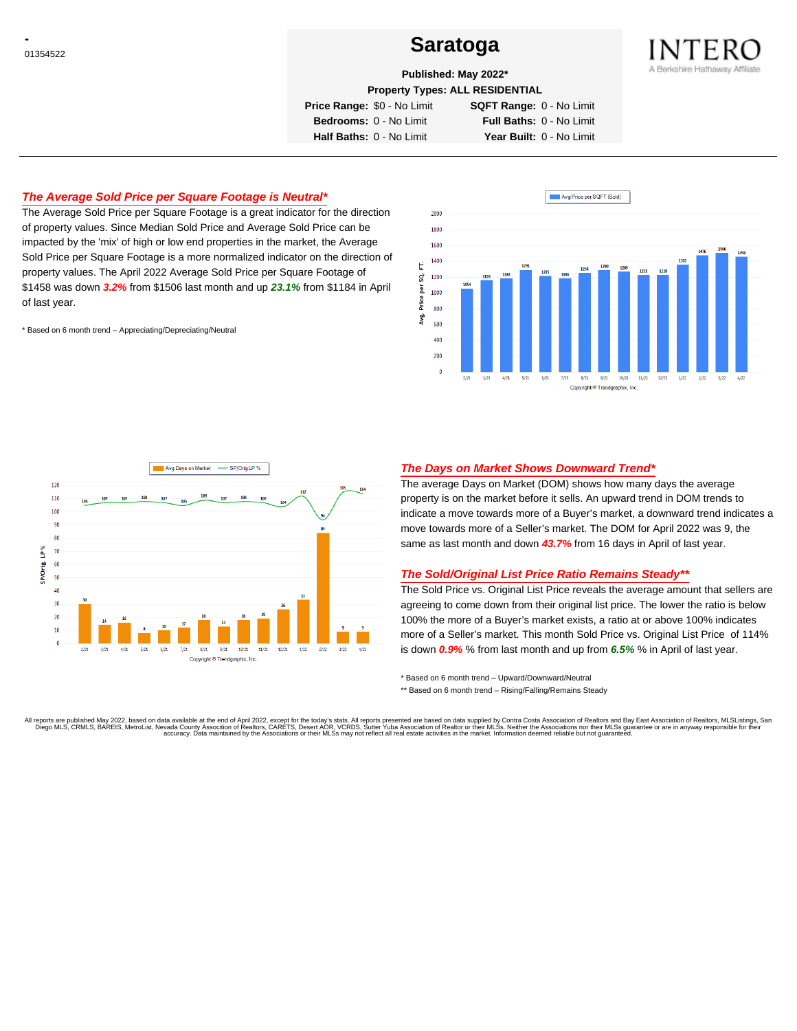\-
01354522

# Saratoga

**Published: May 2022***

**Property Types: ALL RESIDENTIAL**

| | | | |
|---|---|---|---|
| **Price Range:** | $0 - No Limit | **SQFT Range:** | 0 - No Limit |
| **Bedrooms:** | 0 - No Limit | **Full Baths:** | 0 - No Limit |
| **Half Baths:** | 0 - No Limit | **Year Built:** | 0 - No Limit |

INTERO
A Berkshire Hathaway Affiliate

## *The Average Sold Price per Square Footage is Neutral**

The Average Sold Price per Square Footage is a great indicator for the direction of property values. Since Median Sold Price and Average Sold Price can be impacted by the 'mix' of high or low end properties in the market, the Average Sold Price per Square Footage is a more normalized indicator on the direction of property values. The April 2022 Average Sold Price per Square Footage of $1458 was down ***3.2%*** from $1506 last month and up ***23.1%*** from $1184 in April of last year.

\* Based on 6 month trend – Appreciating/Depreciating/Neutral

Avg Price per SQFT (Sold)

| Month | 2/21 | 3/21 | 4/21 | 5/21 | 6/21 | 7/21 | 8/21 | 9/21 | 10/21 | 11/21 | 12/21 | 1/22 | 2/22 | 3/22 | 4/22 |
|---|---|---|---|---|---|---|---|---|---|---|---|---|---|---|---|
| Avg. Price per SQ. FT. | 1054 | 1159 | 1184 | 1291 | 1215 | 1186 | 1254 | 1290 | 1269 | 1231 | 1228 | 1357 | 1476 | 1506 | 1458 |

Copyright © Trendgraphix, Inc.

## *The Days on Market Shows Downward Trend**

The average Days on Market (DOM) shows how many days the average property is on the market before it sells. An upward trend in DOM trends to indicate a move towards more of a Buyer's market, a downward trend indicates a move towards more of a Seller's market. The DOM for April 2022 was 9, the same as last month and down ***43.7%*** from 16 days in April of last year.

## *The Sold/Original List Price Ratio Remains Steady***

The Sold Price vs. Original List Price reveals the average amount that sellers are agreeing to come down from their original list price. The lower the ratio is below 100% the more of a Buyer's market exists, a ratio at or above 100% indicates more of a Seller's market. This month Sold Price vs. Original List Price of 114% is down ***0.9%*** % from last month and up from ***6.5%*** % in April of last year.

| Month | 2/21 | 3/21 | 4/21 | 5/21 | 6/21 | 7/21 | 8/21 | 9/21 | 10/21 | 11/21 | 12/21 | 1/22 | 2/22 | 3/22 | 4/22 |
|---|---|---|---|---|---|---|---|---|---|---|---|---|---|---|---|
| Avg Days on Market | 30 | 14 | 16 | 8 | 10 | 12 | 18 | 13 | 18 | 19 | 26 | 33 | 84 | 9 | 9 |
| SP/Orig LP % | 105 | 107 | 107 | 108 | 107 | 105 | 109 | 107 | 108 | 107 | 104 | 112 | 94 | 115 | 114 |

Copyright © Trendgraphix, Inc.

\* Based on 6 month trend – Upward/Downward/Neutral

\*\* Based on 6 month trend – Rising/Falling/Remains Steady

All reports are published May 2022, based on data available at the end of April 2022, except for the today's stats. All reports presented are based on data supplied by Contra Costa Association of Realtors and Bay East Association of Realtors, MLSListings, San Diego MLS, CRMLS, BAREIS, MetroList, Nevada County Association of Realtors, CARETS, Desert AOR, VCRDS, Sutter Yuba Association of Realtor or their MLSs. Neither the Associations nor their MLSs guarantee or are in anyway responsible for their accuracy. Data maintained by the Associations or their MLSs may not reflect all real estate activities in the market. Information deemed reliable but not guaranteed.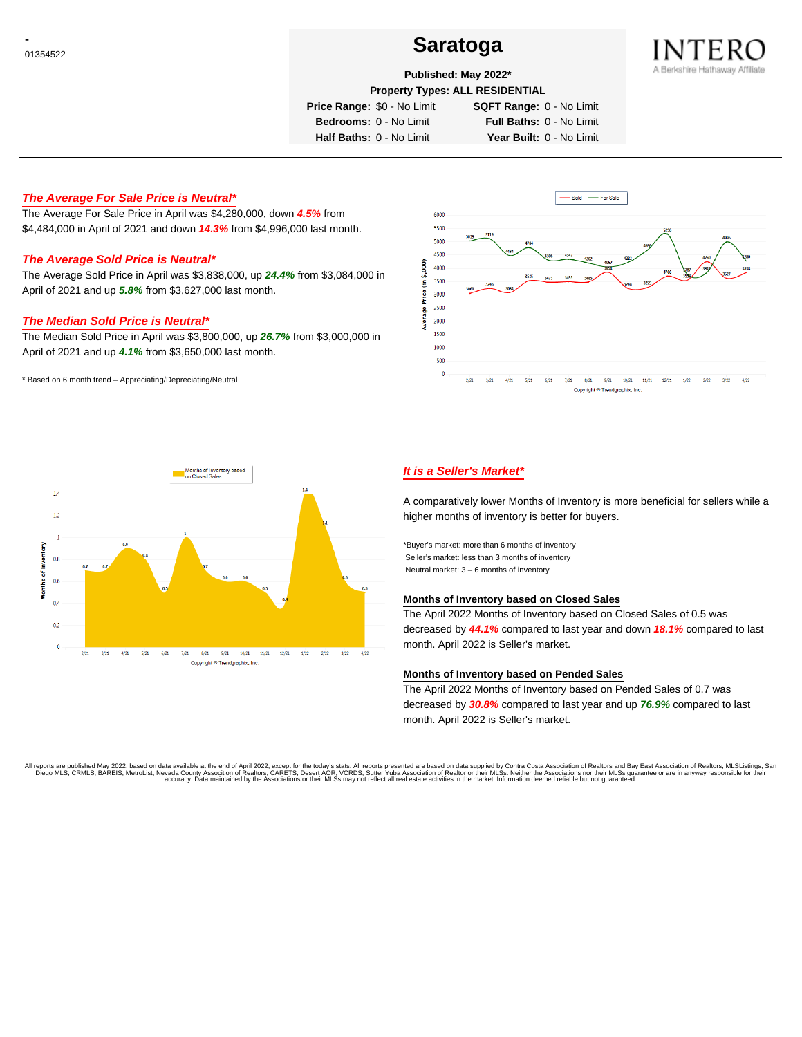-
01354522

# Saratoga

**Published: May 2022***

**Property Types: ALL RESIDENTIAL**

| | | | |
|---|---|---|---|
| **Price Range:** | $0 - No Limit | **SQFT Range:** | 0 - No Limit |
| **Bedrooms:** | 0 - No Limit | **Full Baths:** | 0 - No Limit |
| **Half Baths:** | 0 - No Limit | **Year Built:** | 0 - No Limit |

INTERO
A Berkshire Hathaway Affiliate

## *The Average For Sale Price is Neutral**

The Average For Sale Price in April was $4,280,000, down ***4.5%*** from $4,484,000 in April of 2021 and down ***14.3%*** from $4,996,000 last month.

## *The Average Sold Price is Neutral**

The Average Sold Price in April was $3,838,000, up ***24.4%*** from $3,084,000 in April of 2021 and up ***5.8%*** from $3,627,000 last month.

## *The Median Sold Price is Neutral**

The Median Sold Price in April was $3,800,000, up ***26.7%*** from $3,000,000 in April of 2021 and up ***4.1%*** from $3,650,000 last month.

\* Based on 6 month trend – Appreciating/Depreciating/Neutral

## *It is a Seller's Market**

A comparatively lower Months of Inventory is more beneficial for sellers while a higher months of inventory is better for buyers.

*Buyer's market: more than 6 months of inventory
Seller's market: less than 3 months of inventory
Neutral market: 3 – 6 months of inventory

### Months of Inventory based on Closed Sales

The April 2022 Months of Inventory based on Closed Sales of 0.5 was decreased by ***44.1%*** compared to last year and down ***18.1%*** compared to last month. April 2022 is Seller's market.

### Months of Inventory based on Pended Sales

The April 2022 Months of Inventory based on Pended Sales of 0.7 was decreased by ***30.8%*** compared to last year and up ***76.9%*** compared to last month. April 2022 is Seller's market.

All reports are published May 2022, based on data available at the end of April 2022, except for the today's stats. All reports presented are based on data supplied by Contra Costa Association of Realtors and Bay East Association of Realtors, MLSListings, San Diego MLS, CRMLS, BAREIS, MetroList, Nevada County Association of Realtors, CARETS, Desert AOR, VCRDS, Sutter Yuba Association of Realtor or their MLSs. Neither the Associations nor their MLSs guarantee or are in anyway responsible for their accuracy. Data maintained by the Associations or their MLSs may not reflect all real estate activities in the market. Information deemed reliable but not guaranteed.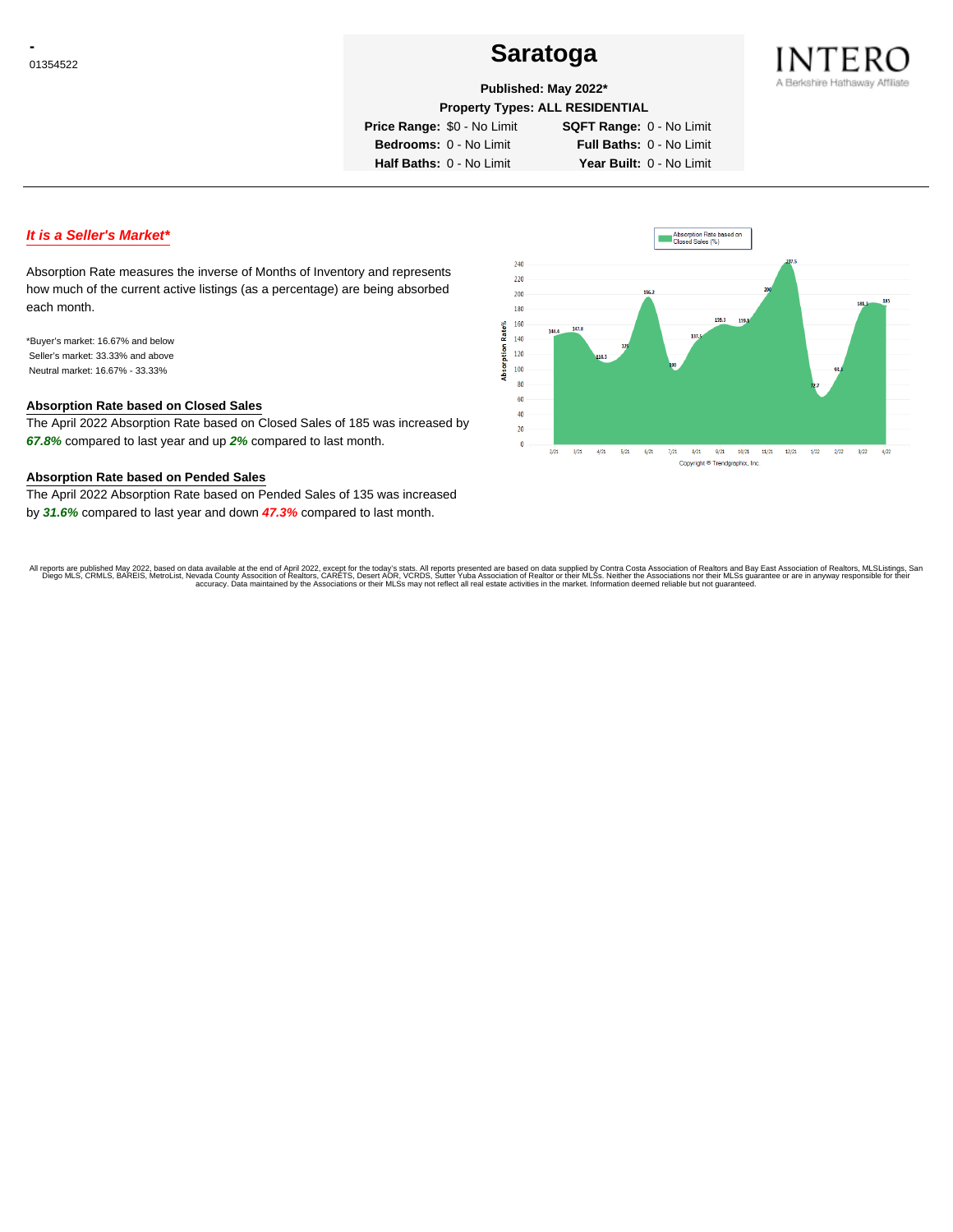-
01354522

# Saratoga

INTERO
A Berkshire Hathaway Affiliate

**Published: May 2022***

**Property Types: ALL RESIDENTIAL**

**Price Range:** $0 - No Limit
**SQFT Range:** 0 - No Limit
**Bedrooms:** 0 - No Limit
**Full Baths:** 0 - No Limit
**Half Baths:** 0 - No Limit
**Year Built:** 0 - No Limit

---

## *It is a Seller's Market**

Absorption Rate measures the inverse of Months of Inventory and represents how much of the current active listings (as a percentage) are being absorbed each month.

*Buyer's market: 16.67% and below
Seller's market: 33.33% and above
Neutral market: 16.67% - 33.33%

Absorption Rate based on Closed Sales (%)

Absorption Rate%

240
220
200
180
160
140
120
100
80
60
40
20
0

144.4
147.8
110.3
125
196.2
100
137.5
159.3
159.1
200
237.5
72.7
98.8
181.3
185

2/21 3/21 4/21 5/21 6/21 7/21 8/21 9/21 10/21 11/21 12/21 1/22 2/22 3/22 4/22

Copyright © Trendgraphix, Inc.

### Absorption Rate based on Closed Sales

The April 2022 Absorption Rate based on Closed Sales of 185 was increased by ***67.8%*** compared to last year and up ***2%*** compared to last month.

### Absorption Rate based on Pended Sales

The April 2022 Absorption Rate based on Pended Sales of 135 was increased by ***31.6%*** compared to last year and down ***47.3%*** compared to last month.

All reports are published May 2022, based on data available at the end of April 2022, except for the today's stats. All reports presented are based on data supplied by Contra Costa Association of Realtors and Bay East Association of Realtors, MLSListings, San Diego MLS, CRMLS, BAREIS, MetroList, Nevada County Association of Realtors, CARETS, Desert AOR, VCRDS, Sutter Yuba Association of Realtor or their MLSs. Neither the Associations nor their MLSs guarantee or are in anyway responsible for their accuracy. Data maintained by the Associations or their MLSs may not reflect all real estate activities in the market. Information deemed reliable but not guaranteed.